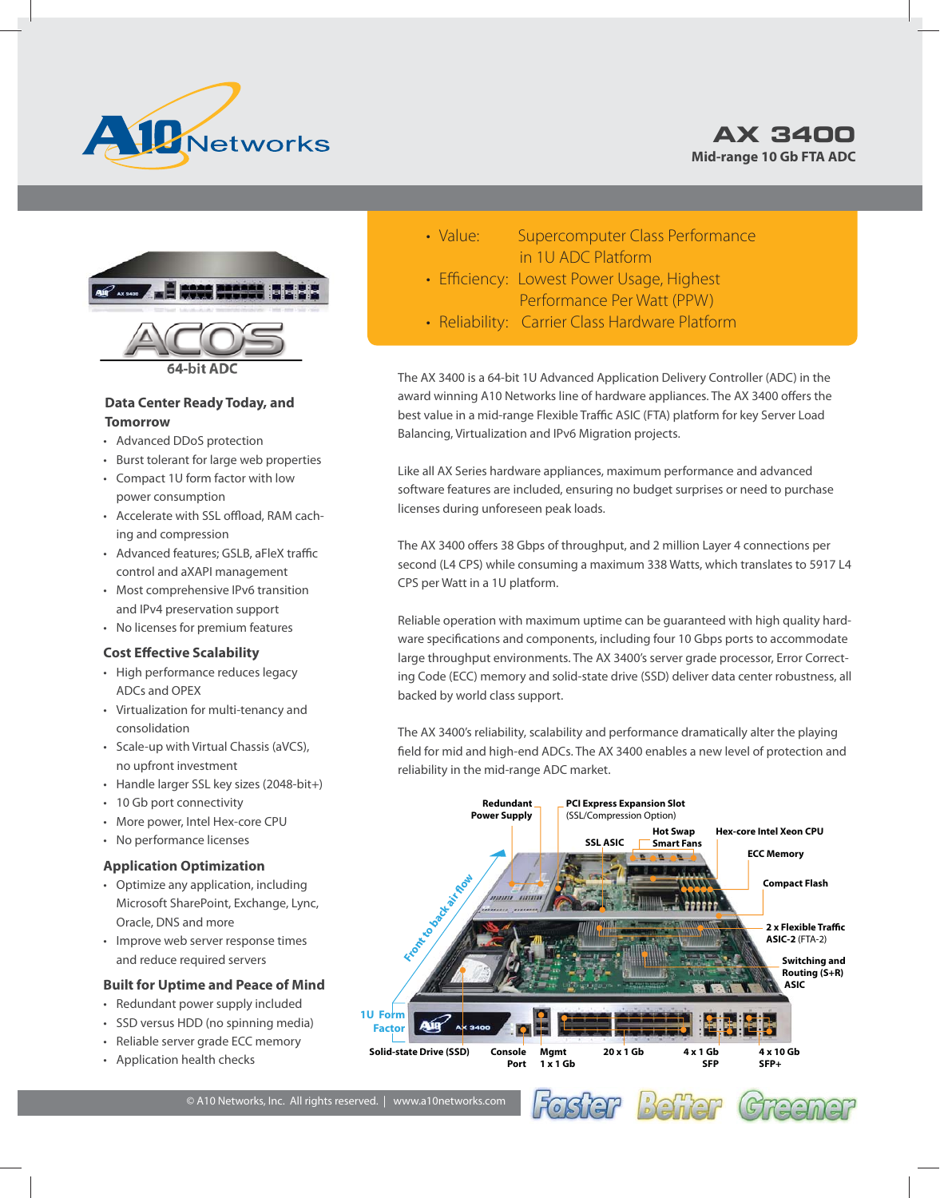# AX 3400

**Mid-range 10 Gb FTA ADC**

- Value: Supercomputer Class Performance in 1U ADC Platform
- Efficiency: Lowest Power Usage, Highest Performance Per Watt (PPW)
- Reliability: Carrier Class Hardware Platform

ACOS 64-bit ADC

### Data Center Ready Today, and Tomorrow

- Advanced DDoS protection
- Burst tolerant for large web properties
- Compact 1U form factor with low power consumption
- Accelerate with SSL offload, RAM caching and compression
- Advanced features; GSLB, aFleX traffic control and aXAPI management
- Most comprehensive IPv6 transition and IPv4 preservation support
- No licenses for premium features

### Cost Effective Scalability

- High performance reduces legacy ADCs and OPEX
- Virtualization for multi-tenancy and consolidation
- Scale-up with Virtual Chassis (aVCS), no upfront investment
- Handle larger SSL key sizes (2048-bit+)
- 10 Gb port connectivity
- More power, Intel Hex-core CPU
- No performance licenses

### Application Optimization

- Optimize any application, including Microsoft SharePoint, Exchange, Lync, Oracle, DNS and more
- Improve web server response times and reduce required servers

### Built for Uptime and Peace of Mind

- Redundant power supply included
- SSD versus HDD (no spinning media)
- Reliable server grade ECC memory
- Application health checks

The AX 3400 is a 64-bit 1U Advanced Application Delivery Controller (ADC) in the award winning A10 Networks line of hardware appliances. The AX 3400 offers the best value in a mid-range Flexible Traffic ASIC (FTA) platform for key Server Load Balancing, Virtualization and IPv6 Migration projects.

Like all AX Series hardware appliances, maximum performance and advanced software features are included, ensuring no budget surprises or need to purchase licenses during unforeseen peak loads.

The AX 3400 offers 38 Gbps of throughput, and 2 million Layer 4 connections per second (L4 CPS) while consuming a maximum 338 Watts, which translates to 5917 L4 CPS per Watt in a 1U platform.

Reliable operation with maximum uptime can be guaranteed with high quality hardware specifications and components, including four 10 Gbps ports to accommodate large throughput environments. The AX 3400's server grade processor, Error Correcting Code (ECC) memory and solid-state drive (SSD) deliver data center robustness, all backed by world class support.

The AX 3400's reliability, scalability and performance dramatically alter the playing field for mid and high-end ADCs. The AX 3400 enables a new level of protection and reliability in the mid-range ADC market.

Redundant Power Supply | PCI Express Expansion Slot (SSL/Compression Option) | SSL ASIC | Hot Swap Smart Fans | Hex-core Intel Xeon CPU | ECC Memory | Compact Flash | 2 x Flexible Traffic ASIC-2 (FTA-2) | Switching and Routing (S+R) ASIC | Front to back air flow | 1U Form Factor | Solid-state Drive (SSD) | Console Port | Mgmt 1 x 1 Gb | 20 x 1 Gb | 4 x 1 Gb SFP | 4 x 10 Gb SFP+

© A10 Networks, Inc. All rights reserved. | www.a10networks.com

Faster Better Greener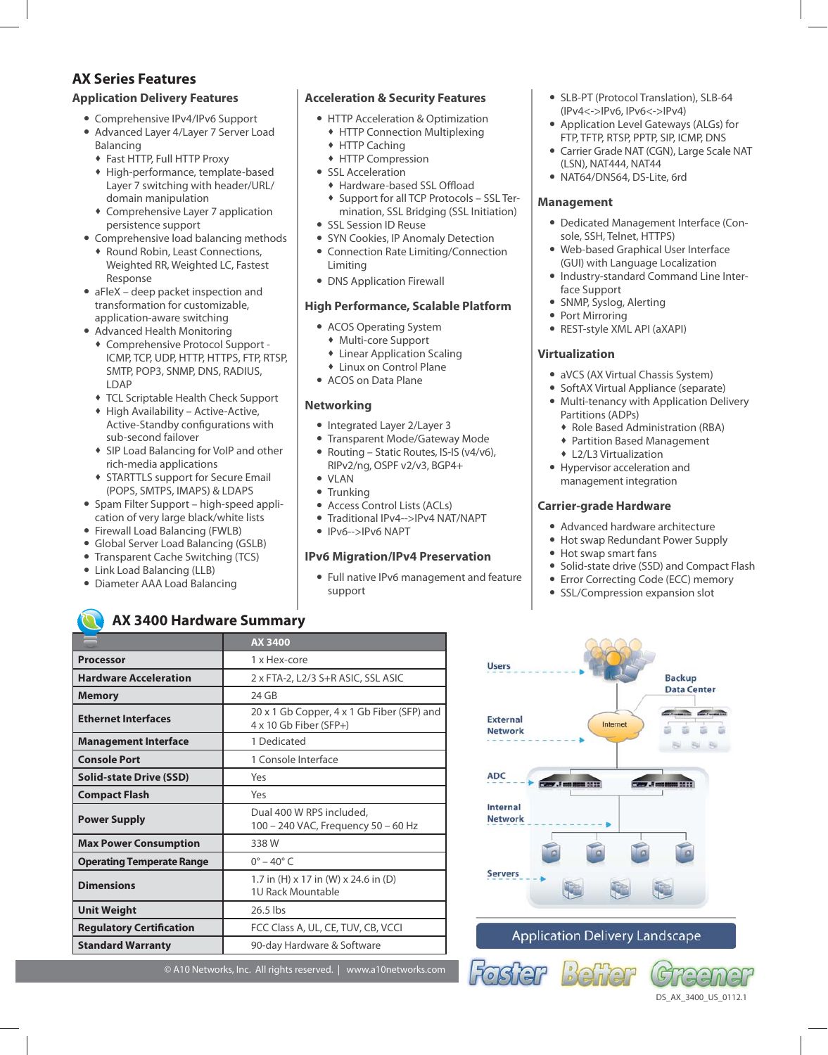## AX Series Features

### Application Delivery Features

- Comprehensive IPv4/IPv6 Support
- Advanced Layer 4/Layer 7 Server Load Balancing
  - Fast HTTP, Full HTTP Proxy
  - High-performance, template-based Layer 7 switching with header/URL/domain manipulation
  - Comprehensive Layer 7 application persistence support
- Comprehensive load balancing methods
  - Round Robin, Least Connections, Weighted RR, Weighted LC, Fastest Response
- aFleX – deep packet inspection and transformation for customizable, application-aware switching
- Advanced Health Monitoring
  - Comprehensive Protocol Support - ICMP, TCP, UDP, HTTP, HTTPS, FTP, RTSP, SMTP, POP3, SNMP, DNS, RADIUS, LDAP
  - TCL Scriptable Health Check Support
  - High Availability – Active-Active, Active-Standby configurations with sub-second failover
  - SIP Load Balancing for VoIP and other rich-media applications
  - STARTTLS support for Secure Email (POPS, SMTPS, IMAPS) & LDAPS
- Spam Filter Support – high-speed application of very large black/white lists
- Firewall Load Balancing (FWLB)
- Global Server Load Balancing (GSLB)
- Transparent Cache Switching (TCS)
- Link Load Balancing (LLB)
- Diameter AAA Load Balancing

### Acceleration & Security Features

- HTTP Acceleration & Optimization
  - HTTP Connection Multiplexing
  - HTTP Caching
  - HTTP Compression
- SSL Acceleration
  - Hardware-based SSL Offload
  - Support for all TCP Protocols – SSL Termination, SSL Bridging (SSL Initiation)
- SSL Session ID Reuse
- SYN Cookies, IP Anomaly Detection
- Connection Rate Limiting/Connection Limiting
- DNS Application Firewall

### High Performance, Scalable Platform

- ACOS Operating System
  - Multi-core Support
  - Linear Application Scaling
  - Linux on Control Plane
- ACOS on Data Plane

### Networking

- Integrated Layer 2/Layer 3
- Transparent Mode/Gateway Mode
- Routing – Static Routes, IS-IS (v4/v6), RIPv2/ng, OSPF v2/v3, BGP4+
- VLAN
- Trunking
- Access Control Lists (ACLs)
- Traditional IPv4-->IPv4 NAT/NAPT
- IPv6-->IPv6 NAPT

### IPv6 Migration/IPv4 Preservation

- Full native IPv6 management and feature support
- SLB-PT (Protocol Translation), SLB-64 (IPv4<->IPv6, IPv6<->IPv4)
- Application Level Gateways (ALGs) for FTP, TFTP, RTSP, PPTP, SIP, ICMP, DNS
- Carrier Grade NAT (CGN), Large Scale NAT (LSN), NAT444, NAT44
- NAT64/DNS64, DS-Lite, 6rd

### Management

- Dedicated Management Interface (Console, SSH, Telnet, HTTPS)
- Web-based Graphical User Interface (GUI) with Language Localization
- Industry-standard Command Line Interface Support
- SNMP, Syslog, Alerting
- Port Mirroring
- REST-style XML API (aXAPI)

### Virtualization

- aVCS (AX Virtual Chassis System)
- SoftAX Virtual Appliance (separate)
- Multi-tenancy with Application Delivery Partitions (ADPs)
  - Role Based Administration (RBA)
  - Partition Based Management
  - L2/L3 Virtualization
- Hypervisor acceleration and management integration

### Carrier-grade Hardware

- Advanced hardware architecture
- Hot swap Redundant Power Supply
- Hot swap smart fans
- Solid-state drive (SSD) and Compact Flash
- Error Correcting Code (ECC) memory
- SSL/Compression expansion slot

## AX 3400 Hardware Summary

| | AX 3400 |
|---|---|
| **Processor** | 1 x Hex-core |
| **Hardware Acceleration** | 2 x FTA-2, L2/3 S+R ASIC, SSL ASIC |
| **Memory** | 24 GB |
| **Ethernet Interfaces** | 20 x 1 Gb Copper, 4 x 1 Gb Fiber (SFP) and 4 x 10 Gb Fiber (SFP+) |
| **Management Interface** | 1 Dedicated |
| **Console Port** | 1 Console Interface |
| **Solid-state Drive (SSD)** | Yes |
| **Compact Flash** | Yes |
| **Power Supply** | Dual 400 W RPS included, 100 – 240 VAC, Frequency 50 – 60 Hz |
| **Max Power Consumption** | 338 W |
| **Operating Temperate Range** | 0° – 40° C |
| **Dimensions** | 1.7 in (H) x 17 in (W) x 24.6 in (D) 1U Rack Mountable |
| **Unit Weight** | 26.5 lbs |
| **Regulatory Certification** | FCC Class A, UL, CE, TUV, CB, VCCI |
| **Standard Warranty** | 90-day Hardware & Software |

Users
Backup Data Center
External Network
Internet
ADC
Internal Network
Servers

Application Delivery Landscape

© A10 Networks, Inc. All rights reserved. | www.a10networks.com

Faster Better Greener

DS_AX_3400_US_0112.1